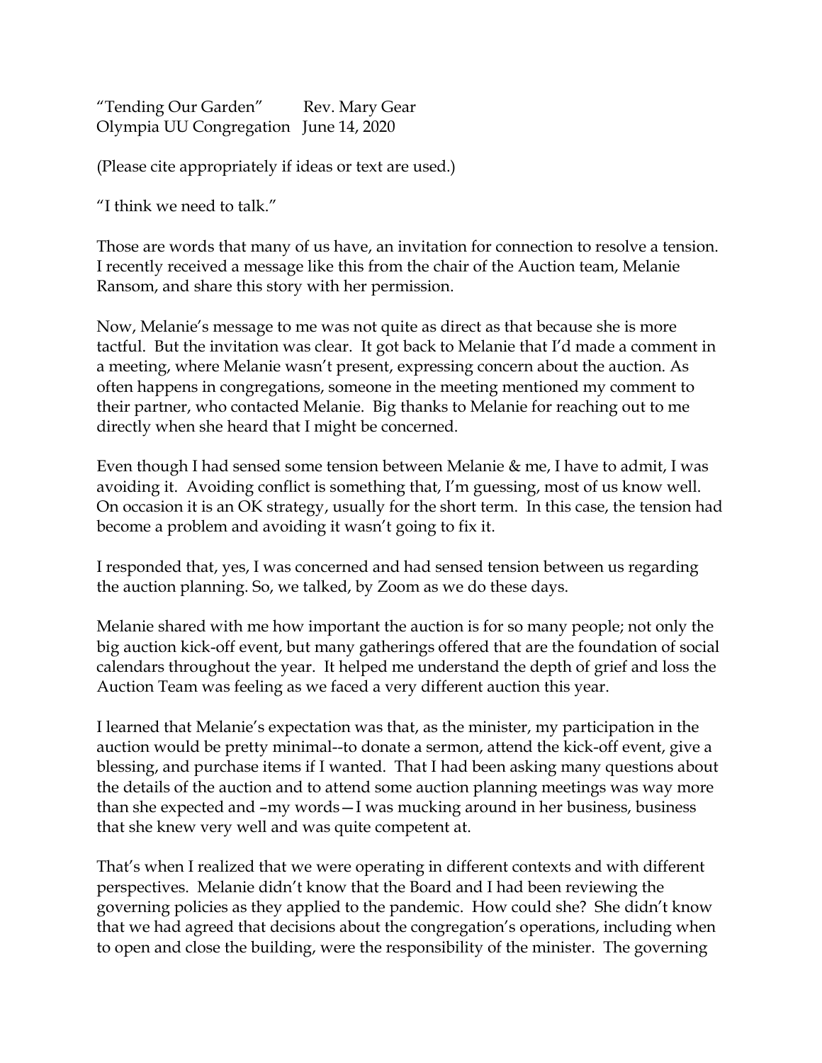"Tending Our Garden" Rev. Mary Gear
Olympia UU Congregation June 14, 2020

(Please cite appropriately if ideas or text are used.)

"I think we need to talk."

Those are words that many of us have, an invitation for connection to resolve a tension. I recently received a message like this from the chair of the Auction team, Melanie Ransom, and share this story with her permission.

Now, Melanie's message to me was not quite as direct as that because she is more tactful. But the invitation was clear. It got back to Melanie that I'd made a comment in a meeting, where Melanie wasn't present, expressing concern about the auction. As often happens in congregations, someone in the meeting mentioned my comment to their partner, who contacted Melanie. Big thanks to Melanie for reaching out to me directly when she heard that I might be concerned.

Even though I had sensed some tension between Melanie & me, I have to admit, I was avoiding it. Avoiding conflict is something that, I'm guessing, most of us know well. On occasion it is an OK strategy, usually for the short term. In this case, the tension had become a problem and avoiding it wasn't going to fix it.

I responded that, yes, I was concerned and had sensed tension between us regarding the auction planning. So, we talked, by Zoom as we do these days.

Melanie shared with me how important the auction is for so many people; not only the big auction kick-off event, but many gatherings offered that are the foundation of social calendars throughout the year. It helped me understand the depth of grief and loss the Auction Team was feeling as we faced a very different auction this year.

I learned that Melanie's expectation was that, as the minister, my participation in the auction would be pretty minimal--to donate a sermon, attend the kick-off event, give a blessing, and purchase items if I wanted. That I had been asking many questions about the details of the auction and to attend some auction planning meetings was way more than she expected and –my words—I was mucking around in her business, business that she knew very well and was quite competent at.

That's when I realized that we were operating in different contexts and with different perspectives. Melanie didn't know that the Board and I had been reviewing the governing policies as they applied to the pandemic. How could she? She didn't know that we had agreed that decisions about the congregation's operations, including when to open and close the building, were the responsibility of the minister. The governing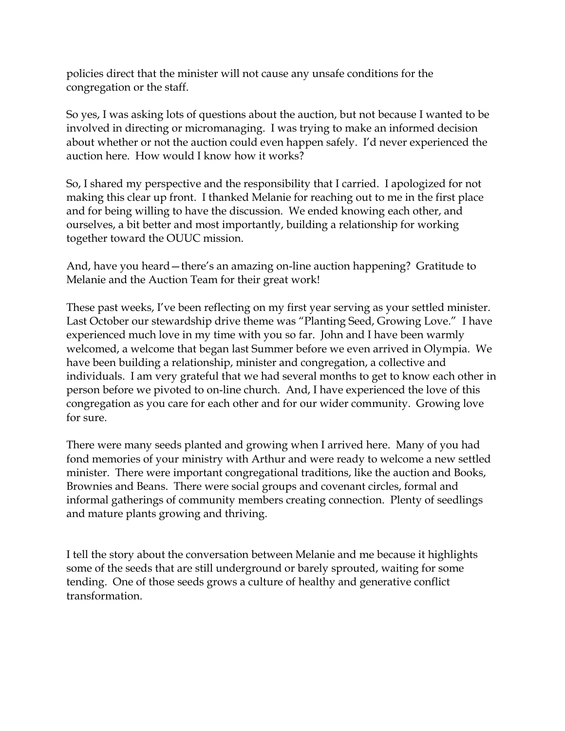policies direct that the minister will not cause any unsafe conditions for the congregation or the staff.

So yes, I was asking lots of questions about the auction, but not because I wanted to be involved in directing or micromanaging. I was trying to make an informed decision about whether or not the auction could even happen safely. I'd never experienced the auction here. How would I know how it works?

So, I shared my perspective and the responsibility that I carried. I apologized for not making this clear up front. I thanked Melanie for reaching out to me in the first place and for being willing to have the discussion. We ended knowing each other, and ourselves, a bit better and most importantly, building a relationship for working together toward the OUUC mission.

And, have you heard—there's an amazing on-line auction happening? Gratitude to Melanie and the Auction Team for their great work!

These past weeks, I've been reflecting on my first year serving as your settled minister. Last October our stewardship drive theme was "Planting Seed, Growing Love." I have experienced much love in my time with you so far. John and I have been warmly welcomed, a welcome that began last Summer before we even arrived in Olympia. We have been building a relationship, minister and congregation, a collective and individuals. I am very grateful that we had several months to get to know each other in person before we pivoted to on-line church. And, I have experienced the love of this congregation as you care for each other and for our wider community. Growing love for sure.

There were many seeds planted and growing when I arrived here. Many of you had fond memories of your ministry with Arthur and were ready to welcome a new settled minister. There were important congregational traditions, like the auction and Books, Brownies and Beans. There were social groups and covenant circles, formal and informal gatherings of community members creating connection. Plenty of seedlings and mature plants growing and thriving.

I tell the story about the conversation between Melanie and me because it highlights some of the seeds that are still underground or barely sprouted, waiting for some tending. One of those seeds grows a culture of healthy and generative conflict transformation.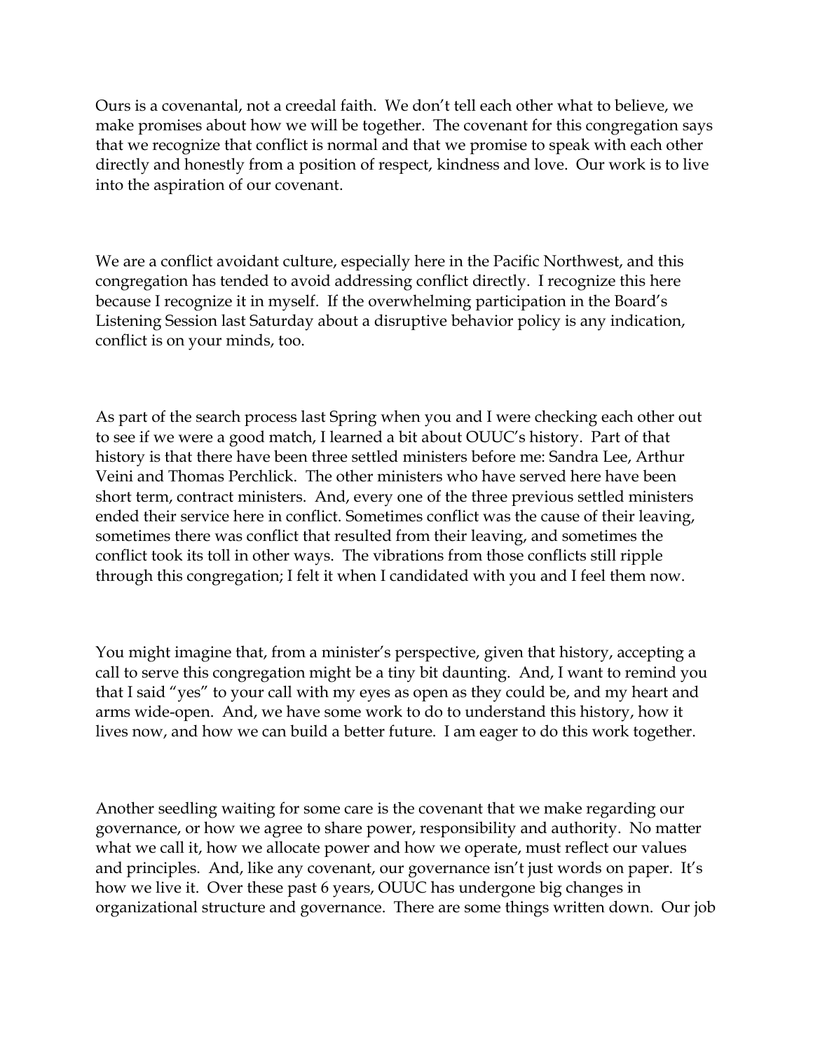Ours is a covenantal, not a creedal faith. We don't tell each other what to believe, we make promises about how we will be together. The covenant for this congregation says that we recognize that conflict is normal and that we promise to speak with each other directly and honestly from a position of respect, kindness and love. Our work is to live into the aspiration of our covenant.

We are a conflict avoidant culture, especially here in the Pacific Northwest, and this congregation has tended to avoid addressing conflict directly. I recognize this here because I recognize it in myself. If the overwhelming participation in the Board's Listening Session last Saturday about a disruptive behavior policy is any indication, conflict is on your minds, too.

As part of the search process last Spring when you and I were checking each other out to see if we were a good match, I learned a bit about OUUC's history. Part of that history is that there have been three settled ministers before me: Sandra Lee, Arthur Veini and Thomas Perchlick. The other ministers who have served here have been short term, contract ministers. And, every one of the three previous settled ministers ended their service here in conflict. Sometimes conflict was the cause of their leaving, sometimes there was conflict that resulted from their leaving, and sometimes the conflict took its toll in other ways. The vibrations from those conflicts still ripple through this congregation; I felt it when I candidated with you and I feel them now.

You might imagine that, from a minister's perspective, given that history, accepting a call to serve this congregation might be a tiny bit daunting. And, I want to remind you that I said "yes" to your call with my eyes as open as they could be, and my heart and arms wide-open. And, we have some work to do to understand this history, how it lives now, and how we can build a better future. I am eager to do this work together.

Another seedling waiting for some care is the covenant that we make regarding our governance, or how we agree to share power, responsibility and authority. No matter what we call it, how we allocate power and how we operate, must reflect our values and principles. And, like any covenant, our governance isn't just words on paper. It's how we live it. Over these past 6 years, OUUC has undergone big changes in organizational structure and governance. There are some things written down. Our job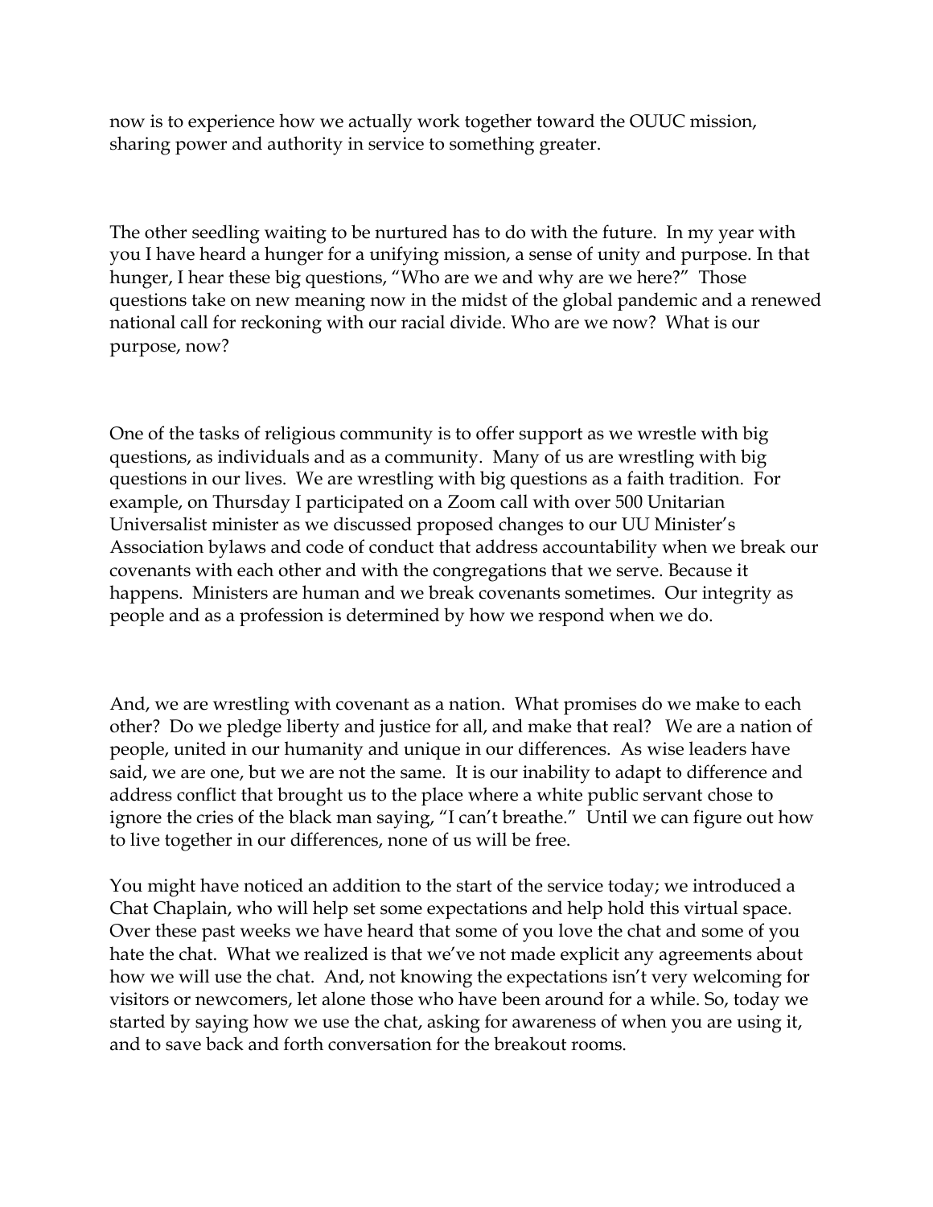now is to experience how we actually work together toward the OUUC mission, sharing power and authority in service to something greater.

The other seedling waiting to be nurtured has to do with the future. In my year with you I have heard a hunger for a unifying mission, a sense of unity and purpose. In that hunger, I hear these big questions, "Who are we and why are we here?" Those questions take on new meaning now in the midst of the global pandemic and a renewed national call for reckoning with our racial divide. Who are we now? What is our purpose, now?

One of the tasks of religious community is to offer support as we wrestle with big questions, as individuals and as a community. Many of us are wrestling with big questions in our lives. We are wrestling with big questions as a faith tradition. For example, on Thursday I participated on a Zoom call with over 500 Unitarian Universalist minister as we discussed proposed changes to our UU Minister's Association bylaws and code of conduct that address accountability when we break our covenants with each other and with the congregations that we serve. Because it happens. Ministers are human and we break covenants sometimes. Our integrity as people and as a profession is determined by how we respond when we do.

And, we are wrestling with covenant as a nation. What promises do we make to each other? Do we pledge liberty and justice for all, and make that real? We are a nation of people, united in our humanity and unique in our differences. As wise leaders have said, we are one, but we are not the same. It is our inability to adapt to difference and address conflict that brought us to the place where a white public servant chose to ignore the cries of the black man saying, "I can't breathe." Until we can figure out how to live together in our differences, none of us will be free.

You might have noticed an addition to the start of the service today; we introduced a Chat Chaplain, who will help set some expectations and help hold this virtual space. Over these past weeks we have heard that some of you love the chat and some of you hate the chat. What we realized is that we've not made explicit any agreements about how we will use the chat. And, not knowing the expectations isn't very welcoming for visitors or newcomers, let alone those who have been around for a while. So, today we started by saying how we use the chat, asking for awareness of when you are using it, and to save back and forth conversation for the breakout rooms.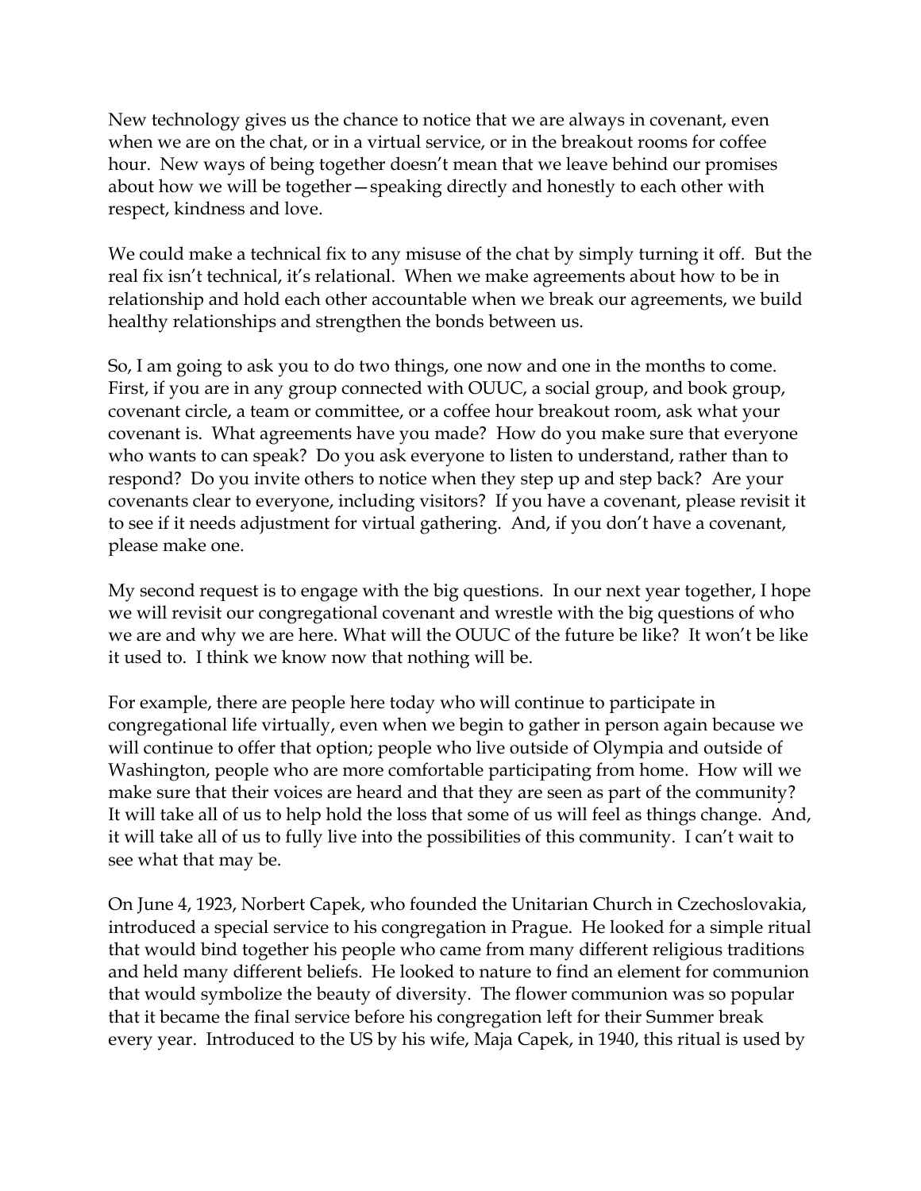New technology gives us the chance to notice that we are always in covenant, even when we are on the chat, or in a virtual service, or in the breakout rooms for coffee hour. New ways of being together doesn't mean that we leave behind our promises about how we will be together—speaking directly and honestly to each other with respect, kindness and love.

We could make a technical fix to any misuse of the chat by simply turning it off. But the real fix isn't technical, it's relational. When we make agreements about how to be in relationship and hold each other accountable when we break our agreements, we build healthy relationships and strengthen the bonds between us.

So, I am going to ask you to do two things, one now and one in the months to come. First, if you are in any group connected with OUUC, a social group, and book group, covenant circle, a team or committee, or a coffee hour breakout room, ask what your covenant is. What agreements have you made? How do you make sure that everyone who wants to can speak? Do you ask everyone to listen to understand, rather than to respond? Do you invite others to notice when they step up and step back? Are your covenants clear to everyone, including visitors? If you have a covenant, please revisit it to see if it needs adjustment for virtual gathering. And, if you don't have a covenant, please make one.

My second request is to engage with the big questions. In our next year together, I hope we will revisit our congregational covenant and wrestle with the big questions of who we are and why we are here. What will the OUUC of the future be like? It won't be like it used to. I think we know now that nothing will be.

For example, there are people here today who will continue to participate in congregational life virtually, even when we begin to gather in person again because we will continue to offer that option; people who live outside of Olympia and outside of Washington, people who are more comfortable participating from home. How will we make sure that their voices are heard and that they are seen as part of the community? It will take all of us to help hold the loss that some of us will feel as things change. And, it will take all of us to fully live into the possibilities of this community. I can't wait to see what that may be.

On June 4, 1923, Norbert Capek, who founded the Unitarian Church in Czechoslovakia, introduced a special service to his congregation in Prague. He looked for a simple ritual that would bind together his people who came from many different religious traditions and held many different beliefs. He looked to nature to find an element for communion that would symbolize the beauty of diversity. The flower communion was so popular that it became the final service before his congregation left for their Summer break every year. Introduced to the US by his wife, Maja Capek, in 1940, this ritual is used by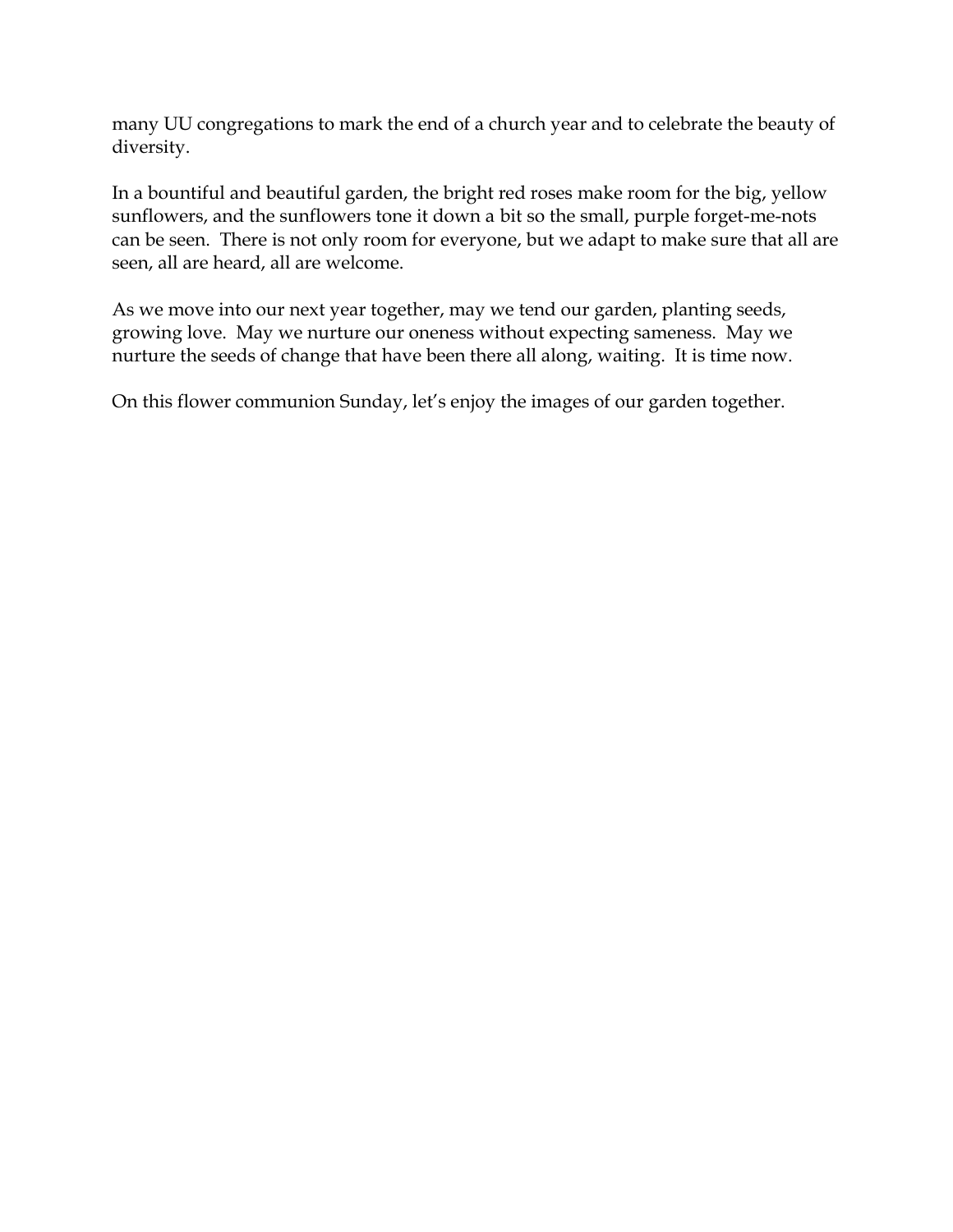many UU congregations to mark the end of a church year and to celebrate the beauty of diversity.

In a bountiful and beautiful garden, the bright red roses make room for the big, yellow sunflowers, and the sunflowers tone it down a bit so the small, purple forget-me-nots can be seen. There is not only room for everyone, but we adapt to make sure that all are seen, all are heard, all are welcome.

As we move into our next year together, may we tend our garden, planting seeds, growing love. May we nurture our oneness without expecting sameness. May we nurture the seeds of change that have been there all along, waiting. It is time now.

On this flower communion Sunday, let's enjoy the images of our garden together.